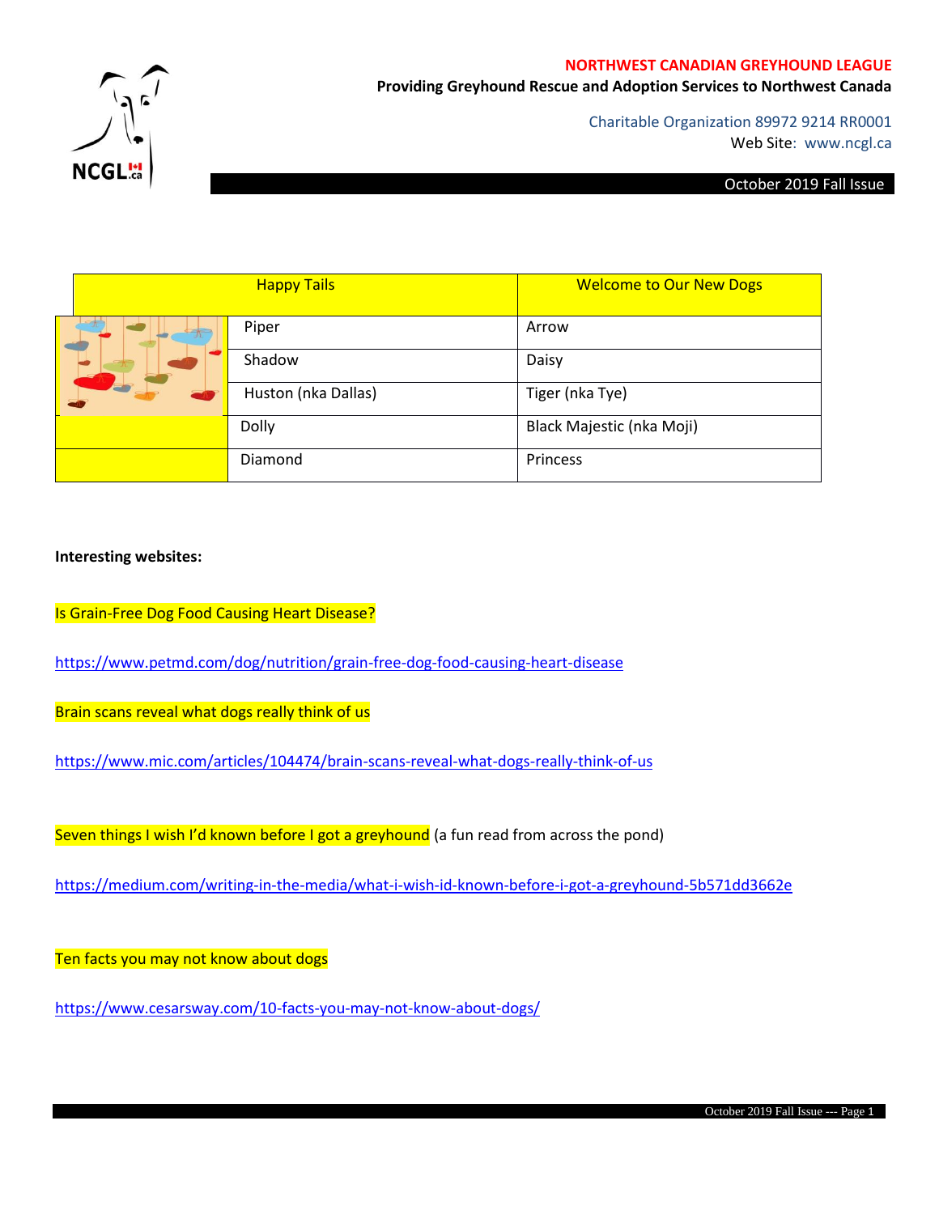**NORTHWEST CANADIAN GREYHOUND LEAGUE**

**Providing Greyhound Rescue and Adoption Services to Northwest Canada**

Charitable Organization 89972 9214 RR0001

Web Site: www.ncgl.ca

October 2019 Fall Issue

| Happy Tails | Welcome to Our New Dogs |
|---|---|
| Piper | Arrow |
| Shadow | Daisy |
| Huston (nka Dallas) | Tiger (nka Tye) |
| Dolly | Black Majestic (nka Moji) |
| Diamond | Princess |

**Interesting websites:**

Is Grain-Free Dog Food Causing Heart Disease?

https://www.petmd.com/dog/nutrition/grain-free-dog-food-causing-heart-disease

Brain scans reveal what dogs really think of us

https://www.mic.com/articles/104474/brain-scans-reveal-what-dogs-really-think-of-us

Seven things I wish I'd known before I got a greyhound (a fun read from across the pond)

https://medium.com/writing-in-the-media/what-i-wish-id-known-before-i-got-a-greyhound-5b571dd3662e

Ten facts you may not know about dogs

https://www.cesarsway.com/10-facts-you-may-not-know-about-dogs/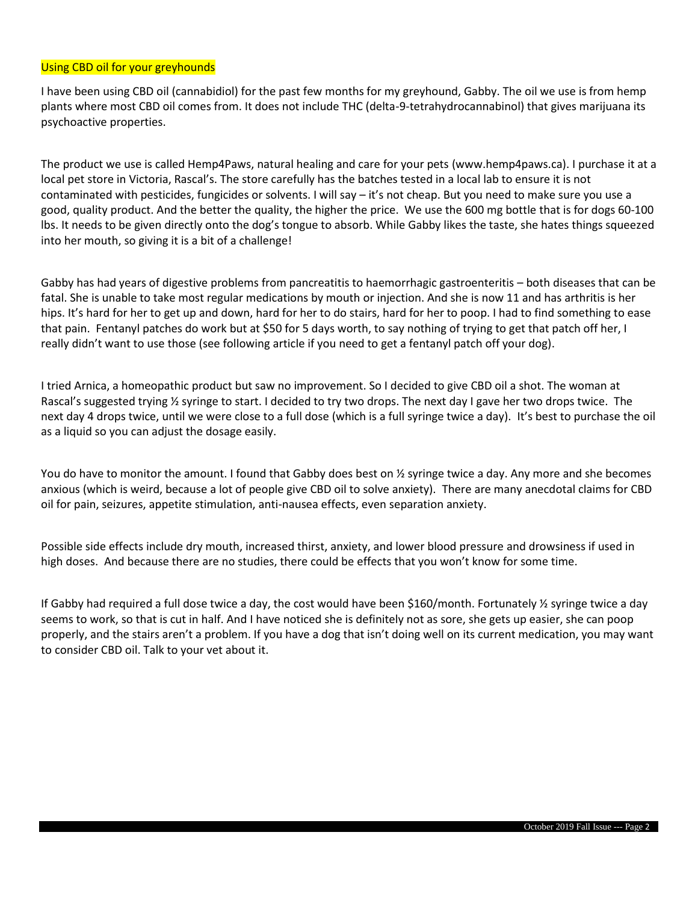## Using CBD oil for your greyhounds

I have been using CBD oil (cannabidiol) for the past few months for my greyhound, Gabby. The oil we use is from hemp plants where most CBD oil comes from. It does not include THC (delta-9-tetrahydrocannabinol) that gives marijuana its psychoactive properties.

The product we use is called Hemp4Paws, natural healing and care for your pets (www.hemp4paws.ca). I purchase it at a local pet store in Victoria, Rascal's. The store carefully has the batches tested in a local lab to ensure it is not contaminated with pesticides, fungicides or solvents. I will say – it's not cheap. But you need to make sure you use a good, quality product. And the better the quality, the higher the price. We use the 600 mg bottle that is for dogs 60-100 lbs. It needs to be given directly onto the dog's tongue to absorb. While Gabby likes the taste, she hates things squeezed into her mouth, so giving it is a bit of a challenge!

Gabby has had years of digestive problems from pancreatitis to haemorrhagic gastroenteritis – both diseases that can be fatal. She is unable to take most regular medications by mouth or injection. And she is now 11 and has arthritis is her hips. It's hard for her to get up and down, hard for her to do stairs, hard for her to poop. I had to find something to ease that pain. Fentanyl patches do work but at $50 for 5 days worth, to say nothing of trying to get that patch off her, I really didn't want to use those (see following article if you need to get a fentanyl patch off your dog).

I tried Arnica, a homeopathic product but saw no improvement. So I decided to give CBD oil a shot. The woman at Rascal's suggested trying ½ syringe to start. I decided to try two drops. The next day I gave her two drops twice. The next day 4 drops twice, until we were close to a full dose (which is a full syringe twice a day). It's best to purchase the oil as a liquid so you can adjust the dosage easily.

You do have to monitor the amount. I found that Gabby does best on ½ syringe twice a day. Any more and she becomes anxious (which is weird, because a lot of people give CBD oil to solve anxiety). There are many anecdotal claims for CBD oil for pain, seizures, appetite stimulation, anti-nausea effects, even separation anxiety.

Possible side effects include dry mouth, increased thirst, anxiety, and lower blood pressure and drowsiness if used in high doses. And because there are no studies, there could be effects that you won't know for some time.

If Gabby had required a full dose twice a day, the cost would have been $160/month. Fortunately ½ syringe twice a day seems to work, so that is cut in half. And I have noticed she is definitely not as sore, she gets up easier, she can poop properly, and the stairs aren't a problem. If you have a dog that isn't doing well on its current medication, you may want to consider CBD oil. Talk to your vet about it.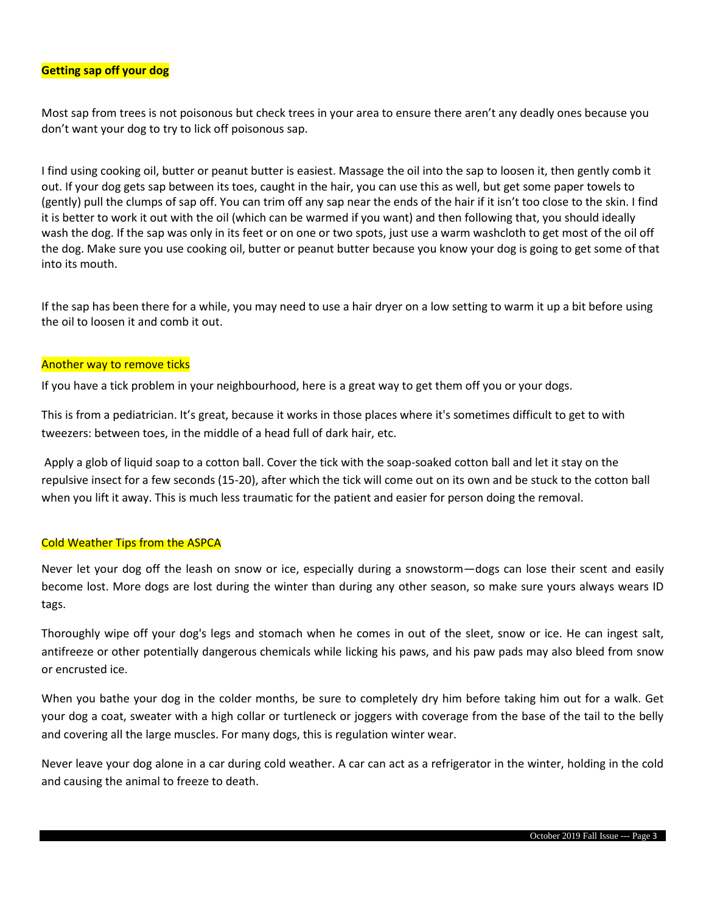**Getting sap off your dog**

Most sap from trees is not poisonous but check trees in your area to ensure there aren't any deadly ones because you don't want your dog to try to lick off poisonous sap.

I find using cooking oil, butter or peanut butter is easiest. Massage the oil into the sap to loosen it, then gently comb it out. If your dog gets sap between its toes, caught in the hair, you can use this as well, but get some paper towels to (gently) pull the clumps of sap off. You can trim off any sap near the ends of the hair if it isn't too close to the skin. I find it is better to work it out with the oil (which can be warmed if you want) and then following that, you should ideally wash the dog. If the sap was only in its feet or on one or two spots, just use a warm washcloth to get most of the oil off the dog. Make sure you use cooking oil, butter or peanut butter because you know your dog is going to get some of that into its mouth.

If the sap has been there for a while, you may need to use a hair dryer on a low setting to warm it up a bit before using the oil to loosen it and comb it out.

Another way to remove ticks

If you have a tick problem in your neighbourhood, here is a great way to get them off you or your dogs.

This is from a pediatrician. It's great, because it works in those places where it's sometimes difficult to get to with tweezers: between toes, in the middle of a head full of dark hair, etc.

Apply a glob of liquid soap to a cotton ball. Cover the tick with the soap-soaked cotton ball and let it stay on the repulsive insect for a few seconds (15-20), after which the tick will come out on its own and be stuck to the cotton ball when you lift it away. This is much less traumatic for the patient and easier for person doing the removal.

Cold Weather Tips from the ASPCA

Never let your dog off the leash on snow or ice, especially during a snowstorm—dogs can lose their scent and easily become lost. More dogs are lost during the winter than during any other season, so make sure yours always wears ID tags.

Thoroughly wipe off your dog's legs and stomach when he comes in out of the sleet, snow or ice. He can ingest salt, antifreeze or other potentially dangerous chemicals while licking his paws, and his paw pads may also bleed from snow or encrusted ice.

When you bathe your dog in the colder months, be sure to completely dry him before taking him out for a walk. Get your dog a coat, sweater with a high collar or turtleneck or joggers with coverage from the base of the tail to the belly and covering all the large muscles. For many dogs, this is regulation winter wear.

Never leave your dog alone in a car during cold weather. A car can act as a refrigerator in the winter, holding in the cold and causing the animal to freeze to death.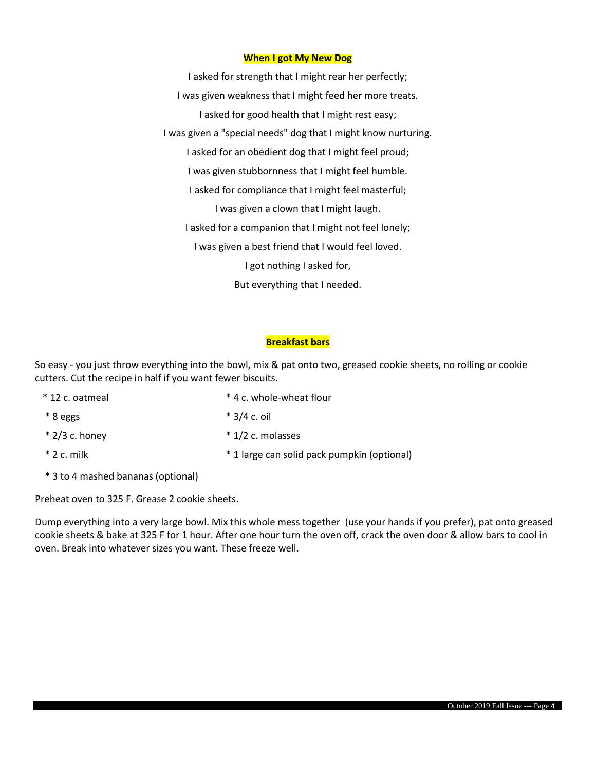## When I got My New Dog

I asked for strength that I might rear her perfectly;

I was given weakness that I might feed her more treats.

I asked for good health that I might rest easy;

I was given a "special needs" dog that I might know nurturing.

I asked for an obedient dog that I might feel proud;

I was given stubbornness that I might feel humble.

I asked for compliance that I might feel masterful;

I was given a clown that I might laugh.

I asked for a companion that I might not feel lonely;

I was given a best friend that I would feel loved.

I got nothing I asked for,

But everything that I needed.

## Breakfast bars

So easy - you just throw everything into the bowl, mix & pat onto two, greased cookie sheets, no rolling or cookie cutters. Cut the recipe in half if you want fewer biscuits.

- 12 c. oatmeal
- 4 c. whole-wheat flour
- 8 eggs
- 3/4 c. oil
- 2/3 c. honey
- 1/2 c. molasses
- 2 c. milk
- 1 large can solid pack pumpkin (optional)
- 3 to 4 mashed bananas (optional)

Preheat oven to 325 F. Grease 2 cookie sheets.

Dump everything into a very large bowl. Mix this whole mess together (use your hands if you prefer), pat onto greased cookie sheets & bake at 325 F for 1 hour. After one hour turn the oven off, crack the oven door & allow bars to cool in oven. Break into whatever sizes you want. These freeze well.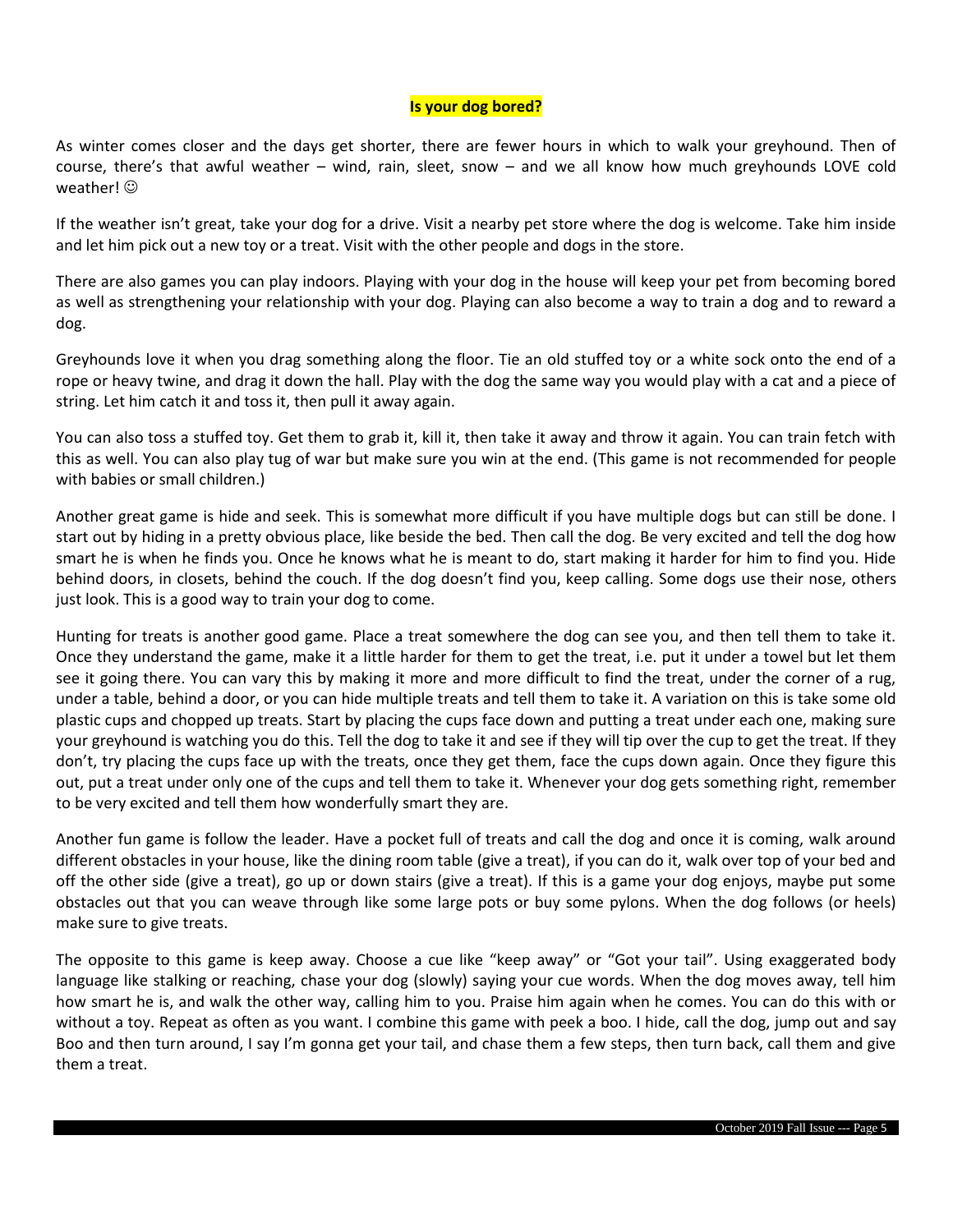## Is your dog bored?

As winter comes closer and the days get shorter, there are fewer hours in which to walk your greyhound. Then of course, there's that awful weather – wind, rain, sleet, snow – and we all know how much greyhounds LOVE cold weather! ☺

If the weather isn't great, take your dog for a drive. Visit a nearby pet store where the dog is welcome. Take him inside and let him pick out a new toy or a treat. Visit with the other people and dogs in the store.

There are also games you can play indoors. Playing with your dog in the house will keep your pet from becoming bored as well as strengthening your relationship with your dog. Playing can also become a way to train a dog and to reward a dog.

Greyhounds love it when you drag something along the floor. Tie an old stuffed toy or a white sock onto the end of a rope or heavy twine, and drag it down the hall. Play with the dog the same way you would play with a cat and a piece of string. Let him catch it and toss it, then pull it away again.

You can also toss a stuffed toy. Get them to grab it, kill it, then take it away and throw it again. You can train fetch with this as well. You can also play tug of war but make sure you win at the end. (This game is not recommended for people with babies or small children.)

Another great game is hide and seek. This is somewhat more difficult if you have multiple dogs but can still be done. I start out by hiding in a pretty obvious place, like beside the bed. Then call the dog. Be very excited and tell the dog how smart he is when he finds you. Once he knows what he is meant to do, start making it harder for him to find you. Hide behind doors, in closets, behind the couch. If the dog doesn't find you, keep calling. Some dogs use their nose, others just look. This is a good way to train your dog to come.

Hunting for treats is another good game. Place a treat somewhere the dog can see you, and then tell them to take it. Once they understand the game, make it a little harder for them to get the treat, i.e. put it under a towel but let them see it going there. You can vary this by making it more and more difficult to find the treat, under the corner of a rug, under a table, behind a door, or you can hide multiple treats and tell them to take it. A variation on this is take some old plastic cups and chopped up treats. Start by placing the cups face down and putting a treat under each one, making sure your greyhound is watching you do this. Tell the dog to take it and see if they will tip over the cup to get the treat. If they don't, try placing the cups face up with the treats, once they get them, face the cups down again. Once they figure this out, put a treat under only one of the cups and tell them to take it. Whenever your dog gets something right, remember to be very excited and tell them how wonderfully smart they are.

Another fun game is follow the leader. Have a pocket full of treats and call the dog and once it is coming, walk around different obstacles in your house, like the dining room table (give a treat), if you can do it, walk over top of your bed and off the other side (give a treat), go up or down stairs (give a treat). If this is a game your dog enjoys, maybe put some obstacles out that you can weave through like some large pots or buy some pylons. When the dog follows (or heels) make sure to give treats.

The opposite to this game is keep away. Choose a cue like "keep away" or "Got your tail". Using exaggerated body language like stalking or reaching, chase your dog (slowly) saying your cue words. When the dog moves away, tell him how smart he is, and walk the other way, calling him to you. Praise him again when he comes. You can do this with or without a toy. Repeat as often as you want. I combine this game with peek a boo. I hide, call the dog, jump out and say Boo and then turn around, I say I'm gonna get your tail, and chase them a few steps, then turn back, call them and give them a treat.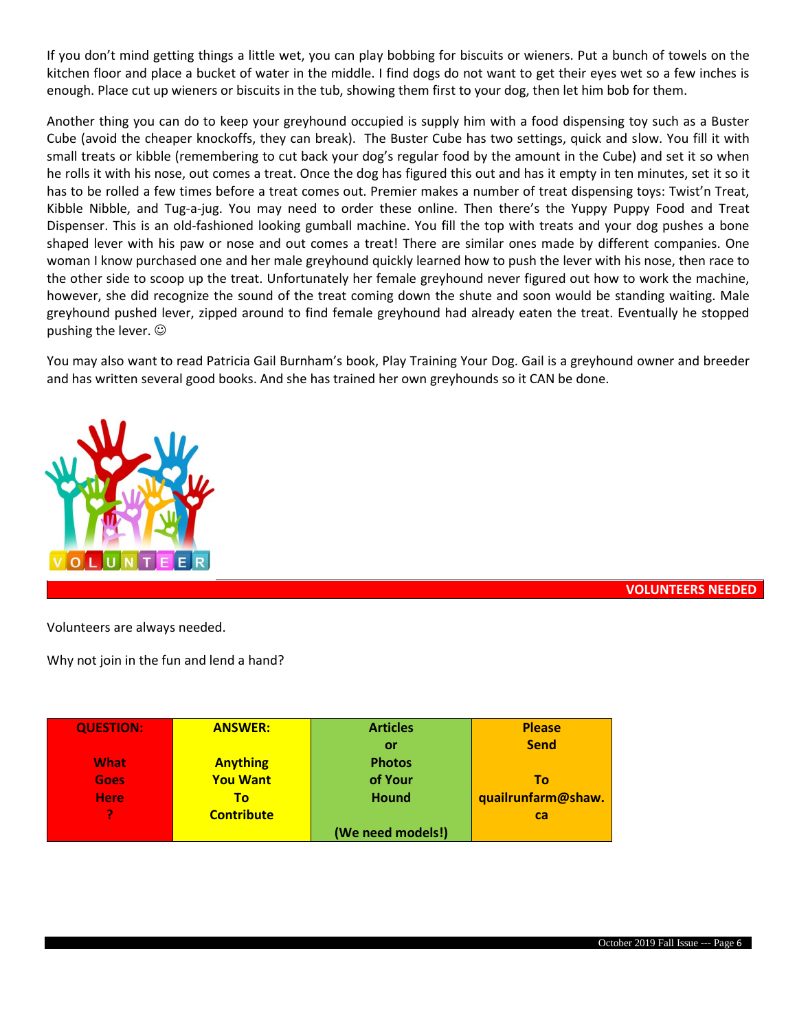If you don't mind getting things a little wet, you can play bobbing for biscuits or wieners. Put a bunch of towels on the kitchen floor and place a bucket of water in the middle. I find dogs do not want to get their eyes wet so a few inches is enough. Place cut up wieners or biscuits in the tub, showing them first to your dog, then let him bob for them.

Another thing you can do to keep your greyhound occupied is supply him with a food dispensing toy such as a Buster Cube (avoid the cheaper knockoffs, they can break). The Buster Cube has two settings, quick and slow. You fill it with small treats or kibble (remembering to cut back your dog's regular food by the amount in the Cube) and set it so when he rolls it with his nose, out comes a treat. Once the dog has figured this out and has it empty in ten minutes, set it so it has to be rolled a few times before a treat comes out. Premier makes a number of treat dispensing toys: Twist'n Treat, Kibble Nibble, and Tug-a-jug. You may need to order these online. Then there's the Yuppy Puppy Food and Treat Dispenser. This is an old-fashioned looking gumball machine. You fill the top with treats and your dog pushes a bone shaped lever with his paw or nose and out comes a treat! There are similar ones made by different companies. One woman I know purchased one and her male greyhound quickly learned how to push the lever with his nose, then race to the other side to scoop up the treat. Unfortunately her female greyhound never figured out how to work the machine, however, she did recognize the sound of the treat coming down the shute and soon would be standing waiting. Male greyhound pushed lever, zipped around to find female greyhound had already eaten the treat. Eventually he stopped pushing the lever. ☺

You may also want to read Patricia Gail Burnham's book, Play Training Your Dog. Gail is a greyhound owner and breeder and has written several good books. And she has trained her own greyhounds so it CAN be done.

## VOLUNTEERS NEEDED

Volunteers are always needed.

Why not join in the fun and lend a hand?

| | | | |
|---|---|---|---|
| **QUESTION:** What Goes Here ? | **ANSWER:** Anything You Want To Contribute | **Articles or Photos of Your Hound** (We need models!) | **Please Send To quailrunfarm@shaw.ca** |